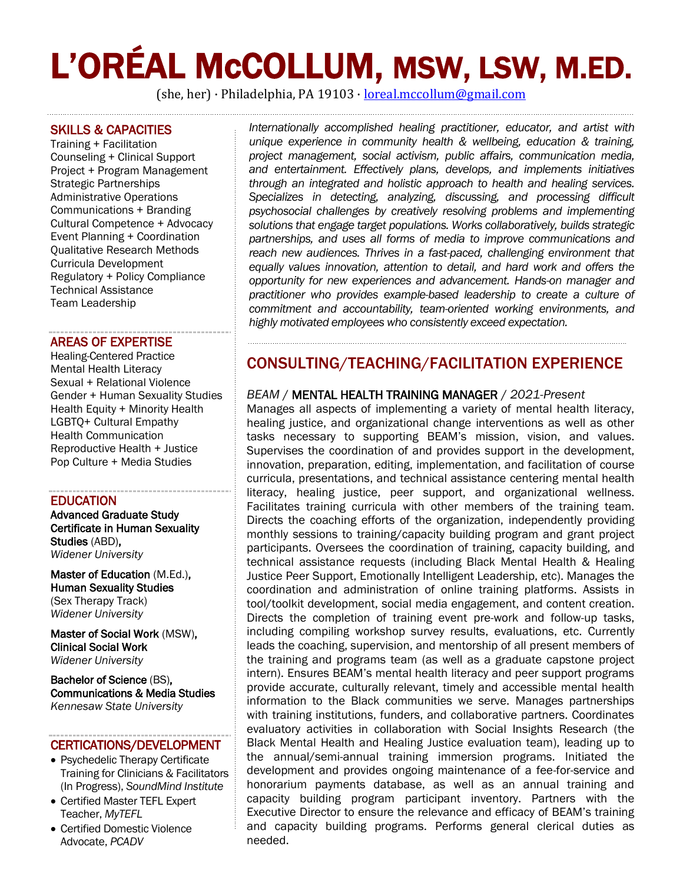# L'ORÉAL McCOLLUM, MSW, LSW, M.ED.

(she, her) · Philadelphia, PA 19103 · loreal.mccollum@gmail.com

*Internationally accomplished healing practitioner, educator, and artist with unique experience in community health & wellbeing, education & training, project management, social activism, public affairs, communication media, and entertainment. Effectively plans, develops, and implements initiatives through an integrated and holistic approach to health and healing services. Specializes in detecting, analyzing, discussing, and processing difficult psychosocial challenges by creatively resolving problems and implementing solutions that engage target populations. Works collaboratively, builds strategic partnerships, and uses all forms of media to improve communications and reach new audiences. Thrives in a fast-paced, challenging environment that equally values innovation, attention to detail, and hard work and offers the opportunity for new experiences and advancement. Hands-on manager and practitioner who provides example-based leadership to create a culture of commitment and accountability, team-oriented working environments, and highly motivated employees who consistently exceed expectation.*

## SKILLS & CAPACITIES

Training + Facilitation
Counseling + Clinical Support
Project + Program Management
Strategic Partnerships
Administrative Operations
Communications + Branding
Cultural Competence + Advocacy
Event Planning + Coordination
Qualitative Research Methods
Curricula Development
Regulatory + Policy Compliance
Technical Assistance
Team Leadership

## AREAS OF EXPERTISE

Healing-Centered Practice
Mental Health Literacy
Sexual + Relational Violence
Gender + Human Sexuality Studies
Health Equity + Minority Health
LGBTQ+ Cultural Empathy
Health Communication
Reproductive Health + Justice
Pop Culture + Media Studies

## EDUCATION

**Advanced Graduate Study Certificate in Human Sexuality Studies** (ABD),
*Widener University*

**Master of Education** (M.Ed.), **Human Sexuality Studies**
(Sex Therapy Track)
*Widener University*

**Master of Social Work** (MSW), **Clinical Social Work**
*Widener University*

**Bachelor of Science** (BS), **Communications & Media Studies**
*Kennesaw State University*

## CERTICATIONS/DEVELOPMENT

- Psychedelic Therapy Certificate Training for Clinicians & Facilitators (In Progress), *SoundMind Institute*
- Certified Master TEFL Expert Teacher, *MyTEFL*
- Certified Domestic Violence Advocate, *PCADV*

## CONSULTING/TEACHING/FACILITATION EXPERIENCE

*BEAM* / MENTAL HEALTH TRAINING MANAGER / *2021-Present*

Manages all aspects of implementing a variety of mental health literacy, healing justice, and organizational change interventions as well as other tasks necessary to supporting BEAM's mission, vision, and values. Supervises the coordination of and provides support in the development, innovation, preparation, editing, implementation, and facilitation of course curricula, presentations, and technical assistance centering mental health literacy, healing justice, peer support, and organizational wellness. Facilitates training curricula with other members of the training team. Directs the coaching efforts of the organization, independently providing monthly sessions to training/capacity building program and grant project participants. Oversees the coordination of training, capacity building, and technical assistance requests (including Black Mental Health & Healing Justice Peer Support, Emotionally Intelligent Leadership, etc). Manages the coordination and administration of online training platforms. Assists in tool/toolkit development, social media engagement, and content creation. Directs the completion of training event pre-work and follow-up tasks, including compiling workshop survey results, evaluations, etc. Currently leads the coaching, supervision, and mentorship of all present members of the training and programs team (as well as a graduate capstone project intern). Ensures BEAM's mental health literacy and peer support programs provide accurate, culturally relevant, timely and accessible mental health information to the Black communities we serve. Manages partnerships with training institutions, funders, and collaborative partners. Coordinates evaluatory activities in collaboration with Social Insights Research (the Black Mental Health and Healing Justice evaluation team), leading up to the annual/semi-annual training immersion programs. Initiated the development and provides ongoing maintenance of a fee-for-service and honorarium payments database, as well as an annual training and capacity building program participant inventory. Partners with the Executive Director to ensure the relevance and efficacy of BEAM's training and capacity building programs. Performs general clerical duties as needed.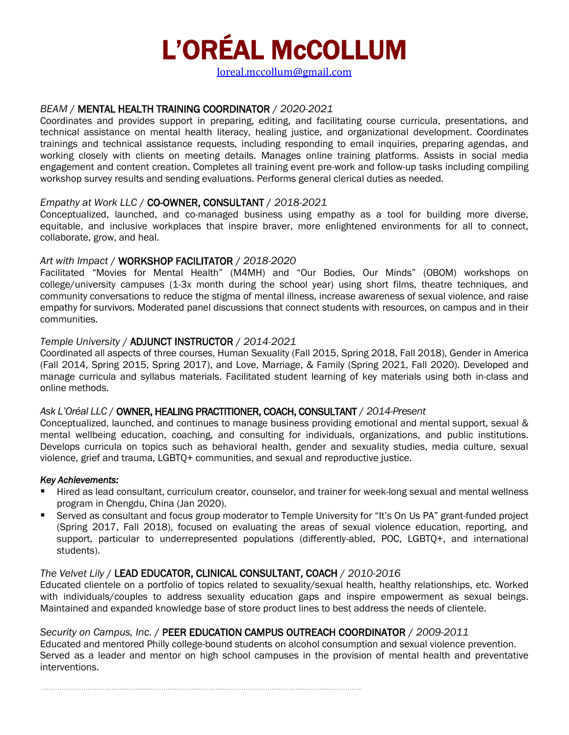# L'ORÉAL McCOLLUM

[loreal.mccollum@gmail.com](mailto:loreal.mccollum@gmail.com)

*BEAM* / MENTAL HEALTH TRAINING COORDINATOR / *2020-2021*

Coordinates and provides support in preparing, editing, and facilitating course curricula, presentations, and technical assistance on mental health literacy, healing justice, and organizational development. Coordinates trainings and technical assistance requests, including responding to email inquiries, preparing agendas, and working closely with clients on meeting details. Manages online training platforms. Assists in social media engagement and content creation. Completes all training event pre-work and follow-up tasks including compiling workshop survey results and sending evaluations. Performs general clerical duties as needed.

*Empathy at Work LLC* / CO-OWNER, CONSULTANT / *2018-2021*

Conceptualized, launched, and co-managed business using empathy as a tool for building more diverse, equitable, and inclusive workplaces that inspire braver, more enlightened environments for all to connect, collaborate, grow, and heal.

*Art with Impact* / WORKSHOP FACILITATOR / *2018-2020*

Facilitated "Movies for Mental Health" (M4MH) and "Our Bodies, Our Minds" (OBOM) workshops on college/university campuses (1-3x month during the school year) using short films, theatre techniques, and community conversations to reduce the stigma of mental illness, increase awareness of sexual violence, and raise empathy for survivors. Moderated panel discussions that connect students with resources, on campus and in their communities.

*Temple University* / ADJUNCT INSTRUCTOR / *2014-2021*

Coordinated all aspects of three courses, Human Sexuality (Fall 2015, Spring 2018, Fall 2018), Gender in America (Fall 2014, Spring 2015, Spring 2017), and Love, Marriage, & Family (Spring 2021, Fall 2020). Developed and manage curricula and syllabus materials. Facilitated student learning of key materials using both in-class and online methods.

*Ask L'Oréal LLC* / OWNER, HEALING PRACTITIONER, COACH, CONSULTANT / *2014-Present*

Conceptualized, launched, and continues to manage business providing emotional and mental support, sexual & mental wellbeing education, coaching, and consulting for individuals, organizations, and public institutions. Develops curricula on topics such as behavioral health, gender and sexuality studies, media culture, sexual violence, grief and trauma, LGBTQ+ communities, and sexual and reproductive justice.

***Key Achievements:***

- Hired as lead consultant, curriculum creator, counselor, and trainer for week-long sexual and mental wellness program in Chengdu, China (Jan 2020).
- Served as consultant and focus group moderator to Temple University for "It's On Us PA" grant-funded project (Spring 2017, Fall 2018), focused on evaluating the areas of sexual violence education, reporting, and support, particular to underrepresented populations (differently-abled, POC, LGBTQ+, and international students).

*The Velvet Lily* / LEAD EDUCATOR, CLINICAL CONSULTANT, COACH / *2010-2016*

Educated clientele on a portfolio of topics related to sexuality/sexual health, healthy relationships, etc. Worked with individuals/couples to address sexuality education gaps and inspire empowerment as sexual beings. Maintained and expanded knowledge base of store product lines to best address the needs of clientele.

*Security on Campus, Inc.* / PEER EDUCATION CAMPUS OUTREACH COORDINATOR / *2009-2011*

Educated and mentored Philly college-bound students on alcohol consumption and sexual violence prevention. Served as a leader and mentor on high school campuses in the provision of mental health and preventative interventions.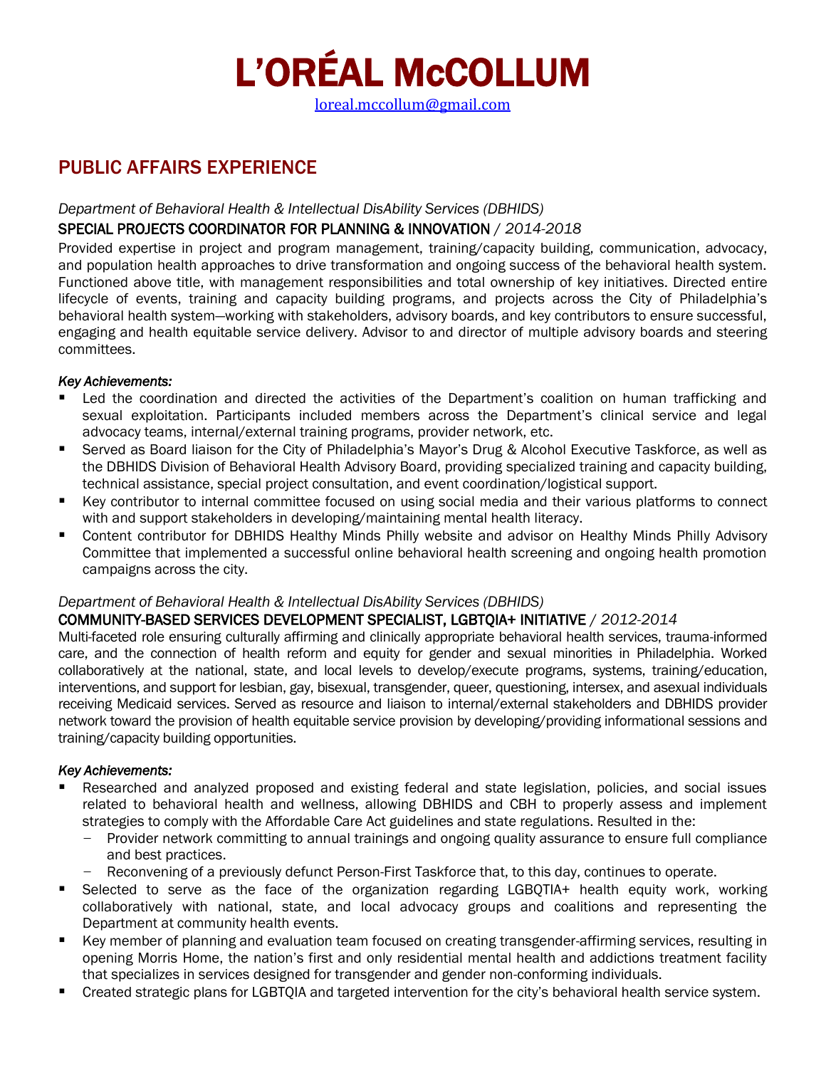# L'ORÉAL McCOLLUM

loreal.mccollum@gmail.com

## PUBLIC AFFAIRS EXPERIENCE

*Department of Behavioral Health & Intellectual DisAbility Services (DBHIDS)*

### SPECIAL PROJECTS COORDINATOR FOR PLANNING & INNOVATION / *2014-2018*

Provided expertise in project and program management, training/capacity building, communication, advocacy, and population health approaches to drive transformation and ongoing success of the behavioral health system. Functioned above title, with management responsibilities and total ownership of key initiatives. Directed entire lifecycle of events, training and capacity building programs, and projects across the City of Philadelphia's behavioral health system—working with stakeholders, advisory boards, and key contributors to ensure successful, engaging and health equitable service delivery. Advisor to and director of multiple advisory boards and steering committees.

***Key Achievements:***

- Led the coordination and directed the activities of the Department's coalition on human trafficking and sexual exploitation. Participants included members across the Department's clinical service and legal advocacy teams, internal/external training programs, provider network, etc.
- Served as Board liaison for the City of Philadelphia's Mayor's Drug & Alcohol Executive Taskforce, as well as the DBHIDS Division of Behavioral Health Advisory Board, providing specialized training and capacity building, technical assistance, special project consultation, and event coordination/logistical support.
- Key contributor to internal committee focused on using social media and their various platforms to connect with and support stakeholders in developing/maintaining mental health literacy.
- Content contributor for DBHIDS Healthy Minds Philly website and advisor on Healthy Minds Philly Advisory Committee that implemented a successful online behavioral health screening and ongoing health promotion campaigns across the city.

*Department of Behavioral Health & Intellectual DisAbility Services (DBHIDS)*

### COMMUNITY-BASED SERVICES DEVELOPMENT SPECIALIST, LGBTQIA+ INITIATIVE / *2012-2014*

Multi-faceted role ensuring culturally affirming and clinically appropriate behavioral health services, trauma-informed care, and the connection of health reform and equity for gender and sexual minorities in Philadelphia. Worked collaboratively at the national, state, and local levels to develop/execute programs, systems, training/education, interventions, and support for lesbian, gay, bisexual, transgender, queer, questioning, intersex, and asexual individuals receiving Medicaid services. Served as resource and liaison to internal/external stakeholders and DBHIDS provider network toward the provision of health equitable service provision by developing/providing informational sessions and training/capacity building opportunities.

***Key Achievements:***

- Researched and analyzed proposed and existing federal and state legislation, policies, and social issues related to behavioral health and wellness, allowing DBHIDS and CBH to properly assess and implement strategies to comply with the Affordable Care Act guidelines and state regulations. Resulted in the:
  - Provider network committing to annual trainings and ongoing quality assurance to ensure full compliance and best practices.
  - Reconvening of a previously defunct Person-First Taskforce that, to this day, continues to operate.
- Selected to serve as the face of the organization regarding LGBQTIA+ health equity work, working collaboratively with national, state, and local advocacy groups and coalitions and representing the Department at community health events.
- Key member of planning and evaluation team focused on creating transgender-affirming services, resulting in opening Morris Home, the nation's first and only residential mental health and addictions treatment facility that specializes in services designed for transgender and gender non-conforming individuals.
- Created strategic plans for LGBTQIA and targeted intervention for the city's behavioral health service system.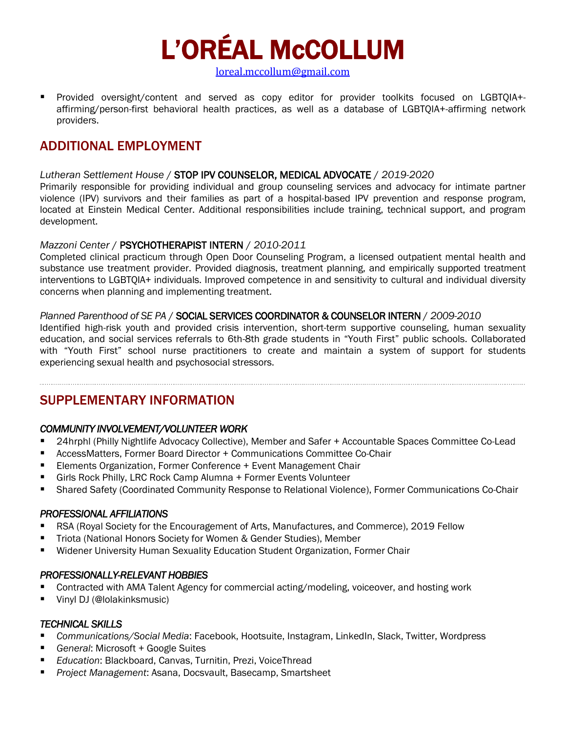# L'ORÉAL McCOLLUM

loreal.mccollum@gmail.com

- Provided oversight/content and served as copy editor for provider toolkits focused on LGBTQIA+-affirming/person-first behavioral health practices, as well as a database of LGBTQIA+-affirming network providers.

## ADDITIONAL EMPLOYMENT

*Lutheran Settlement House* / STOP IPV COUNSELOR, MEDICAL ADVOCATE / *2019-2020*
Primarily responsible for providing individual and group counseling services and advocacy for intimate partner violence (IPV) survivors and their families as part of a hospital-based IPV prevention and response program, located at Einstein Medical Center. Additional responsibilities include training, technical support, and program development.

*Mazzoni Center* / PSYCHOTHERAPIST INTERN / *2010-2011*
Completed clinical practicum through Open Door Counseling Program, a licensed outpatient mental health and substance use treatment provider. Provided diagnosis, treatment planning, and empirically supported treatment interventions to LGBTQIA+ individuals. Improved competence in and sensitivity to cultural and individual diversity concerns when planning and implementing treatment.

*Planned Parenthood of SE PA* / SOCIAL SERVICES COORDINATOR & COUNSELOR INTERN / *2009-2010*
Identified high-risk youth and provided crisis intervention, short-term supportive counseling, human sexuality education, and social services referrals to 6th-8th grade students in "Youth First" public schools. Collaborated with "Youth First" school nurse practitioners to create and maintain a system of support for students experiencing sexual health and psychosocial stressors.

## SUPPLEMENTARY INFORMATION

### *COMMUNITY INVOLVEMENT/VOLUNTEER WORK*

- 24hrphl (Philly Nightlife Advocacy Collective), Member and Safer + Accountable Spaces Committee Co-Lead
- AccessMatters, Former Board Director + Communications Committee Co-Chair
- Elements Organization, Former Conference + Event Management Chair
- Girls Rock Philly, LRC Rock Camp Alumna + Former Events Volunteer
- Shared Safety (Coordinated Community Response to Relational Violence), Former Communications Co-Chair

### *PROFESSIONAL AFFILIATIONS*

- RSA (Royal Society for the Encouragement of Arts, Manufactures, and Commerce), 2019 Fellow
- Triota (National Honors Society for Women & Gender Studies), Member
- Widener University Human Sexuality Education Student Organization, Former Chair

### *PROFESSIONALLY-RELEVANT HOBBIES*

- Contracted with AMA Talent Agency for commercial acting/modeling, voiceover, and hosting work
- Vinyl DJ (@lolakinksmusic)

### *TECHNICAL SKILLS*

- *Communications/Social Media*: Facebook, Hootsuite, Instagram, LinkedIn, Slack, Twitter, Wordpress
- *General*: Microsoft + Google Suites
- *Education*: Blackboard, Canvas, Turnitin, Prezi, VoiceThread
- *Project Management*: Asana, Docsvault, Basecamp, Smartsheet